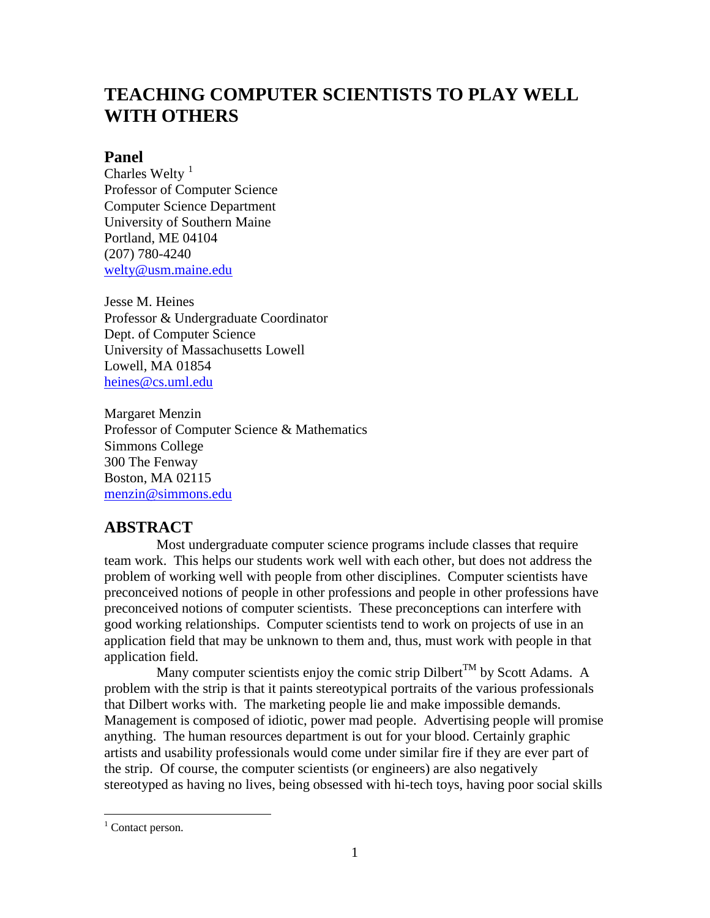# TEACHING COMPUTER SCIENTISTS TO PLAY WELL WITH OTHERS

## Panel

Charles Welty [1]
Professor of Computer Science
Computer Science Department
University of Southern Maine
Portland, ME 04104
(207) 780-4240
welty@usm.maine.edu

Jesse M. Heines
Professor & Undergraduate Coordinator
Dept. of Computer Science
University of Massachusetts Lowell
Lowell, MA 01854
heines@cs.uml.edu

Margaret Menzin
Professor of Computer Science & Mathematics
Simmons College
300 The Fenway
Boston, MA 02115
menzin@simmons.edu

## ABSTRACT

Most undergraduate computer science programs include classes that require team work. This helps our students work well with each other, but does not address the problem of working well with people from other disciplines. Computer scientists have preconceived notions of people in other professions and people in other professions have preconceived notions of computer scientists. These preconceptions can interfere with good working relationships. Computer scientists tend to work on projects of use in an application field that may be unknown to them and, thus, must work with people in that application field.

Many computer scientists enjoy the comic strip Dilbert™ by Scott Adams. A problem with the strip is that it paints stereotypical portraits of the various professionals that Dilbert works with. The marketing people lie and make impossible demands. Management is composed of idiotic, power mad people. Advertising people will promise anything. The human resources department is out for your blood. Certainly graphic artists and usability professionals would come under similar fire if they are ever part of the strip. Of course, the computer scientists (or engineers) are also negatively stereotyped as having no lives, being obsessed with hi-tech toys, having poor social skills

[1] Contact person.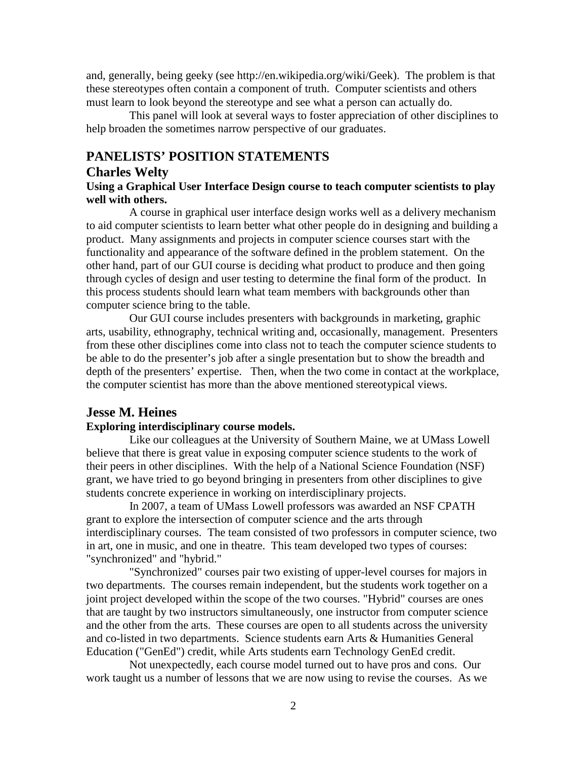and, generally, being geeky (see http://en.wikipedia.org/wiki/Geek). The problem is that these stereotypes often contain a component of truth. Computer scientists and others must learn to look beyond the stereotype and see what a person can actually do.

This panel will look at several ways to foster appreciation of other disciplines to help broaden the sometimes narrow perspective of our graduates.

## PANELISTS' POSITION STATEMENTS

### Charles Welty

**Using a Graphical User Interface Design course to teach computer scientists to play well with others.**

A course in graphical user interface design works well as a delivery mechanism to aid computer scientists to learn better what other people do in designing and building a product. Many assignments and projects in computer science courses start with the functionality and appearance of the software defined in the problem statement. On the other hand, part of our GUI course is deciding what product to produce and then going through cycles of design and user testing to determine the final form of the product. In this process students should learn what team members with backgrounds other than computer science bring to the table.

Our GUI course includes presenters with backgrounds in marketing, graphic arts, usability, ethnography, technical writing and, occasionally, management. Presenters from these other disciplines come into class not to teach the computer science students to be able to do the presenter's job after a single presentation but to show the breadth and depth of the presenters' expertise. Then, when the two come in contact at the workplace, the computer scientist has more than the above mentioned stereotypical views.

### Jesse M. Heines

**Exploring interdisciplinary course models.**

Like our colleagues at the University of Southern Maine, we at UMass Lowell believe that there is great value in exposing computer science students to the work of their peers in other disciplines. With the help of a National Science Foundation (NSF) grant, we have tried to go beyond bringing in presenters from other disciplines to give students concrete experience in working on interdisciplinary projects.

In 2007, a team of UMass Lowell professors was awarded an NSF CPATH grant to explore the intersection of computer science and the arts through interdisciplinary courses. The team consisted of two professors in computer science, two in art, one in music, and one in theatre. This team developed two types of courses: "synchronized" and "hybrid."

"Synchronized" courses pair two existing of upper-level courses for majors in two departments. The courses remain independent, but the students work together on a joint project developed within the scope of the two courses. "Hybrid" courses are ones that are taught by two instructors simultaneously, one instructor from computer science and the other from the arts. These courses are open to all students across the university and co-listed in two departments. Science students earn Arts & Humanities General Education ("GenEd") credit, while Arts students earn Technology GenEd credit.

Not unexpectedly, each course model turned out to have pros and cons. Our work taught us a number of lessons that we are now using to revise the courses. As we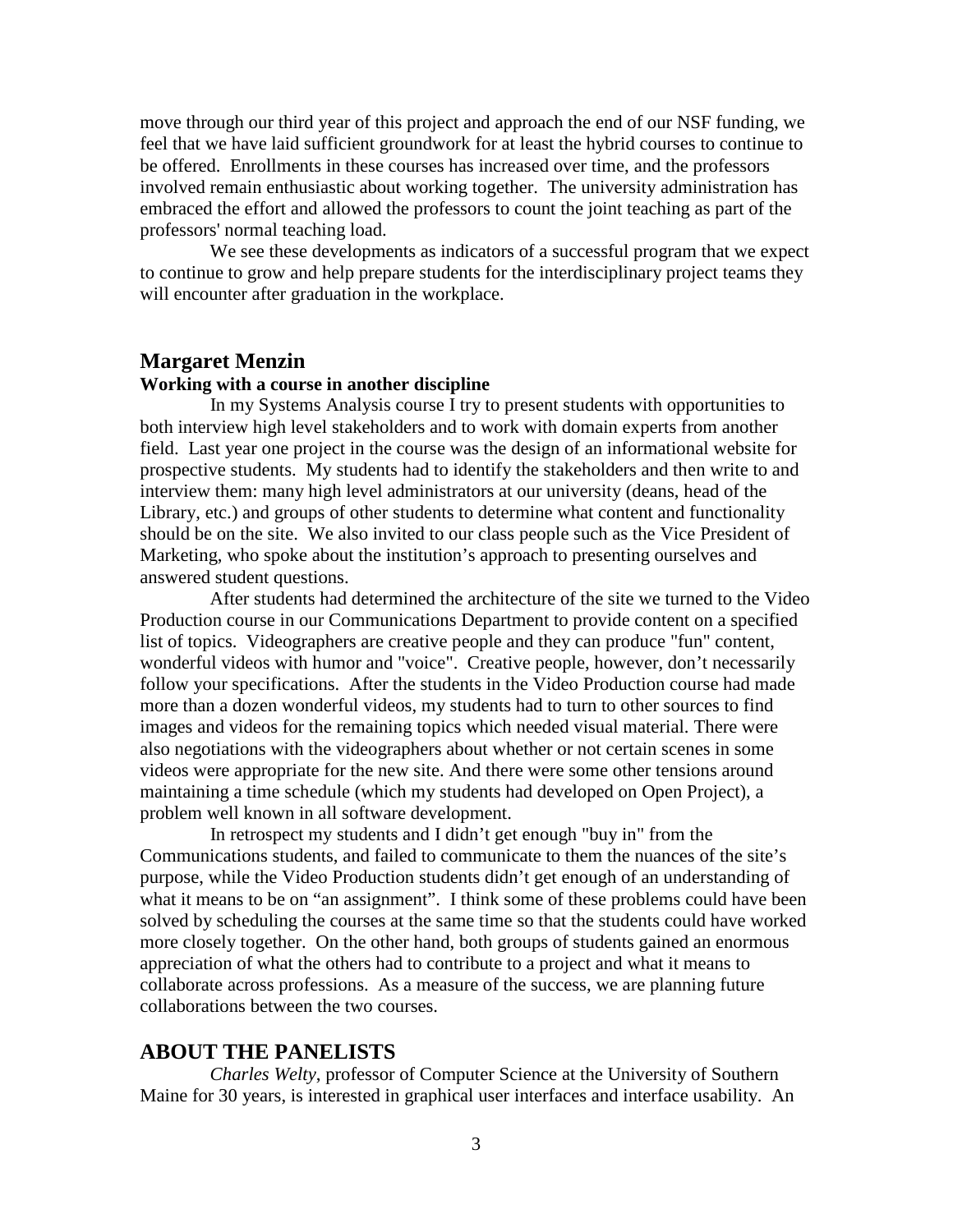move through our third year of this project and approach the end of our NSF funding, we feel that we have laid sufficient groundwork for at least the hybrid courses to continue to be offered. Enrollments in these courses has increased over time, and the professors involved remain enthusiastic about working together. The university administration has embraced the effort and allowed the professors to count the joint teaching as part of the professors' normal teaching load.

We see these developments as indicators of a successful program that we expect to continue to grow and help prepare students for the interdisciplinary project teams they will encounter after graduation in the workplace.

## Margaret Menzin

### Working with a course in another discipline

In my Systems Analysis course I try to present students with opportunities to both interview high level stakeholders and to work with domain experts from another field. Last year one project in the course was the design of an informational website for prospective students. My students had to identify the stakeholders and then write to and interview them: many high level administrators at our university (deans, head of the Library, etc.) and groups of other students to determine what content and functionality should be on the site. We also invited to our class people such as the Vice President of Marketing, who spoke about the institution's approach to presenting ourselves and answered student questions.

After students had determined the architecture of the site we turned to the Video Production course in our Communications Department to provide content on a specified list of topics. Videographers are creative people and they can produce "fun" content, wonderful videos with humor and "voice". Creative people, however, don't necessarily follow your specifications. After the students in the Video Production course had made more than a dozen wonderful videos, my students had to turn to other sources to find images and videos for the remaining topics which needed visual material. There were also negotiations with the videographers about whether or not certain scenes in some videos were appropriate for the new site. And there were some other tensions around maintaining a time schedule (which my students had developed on Open Project), a problem well known in all software development.

In retrospect my students and I didn't get enough "buy in" from the Communications students, and failed to communicate to them the nuances of the site's purpose, while the Video Production students didn't get enough of an understanding of what it means to be on "an assignment". I think some of these problems could have been solved by scheduling the courses at the same time so that the students could have worked more closely together. On the other hand, both groups of students gained an enormous appreciation of what the others had to contribute to a project and what it means to collaborate across professions. As a measure of the success, we are planning future collaborations between the two courses.

## ABOUT THE PANELISTS

*Charles Welty*, professor of Computer Science at the University of Southern Maine for 30 years, is interested in graphical user interfaces and interface usability. An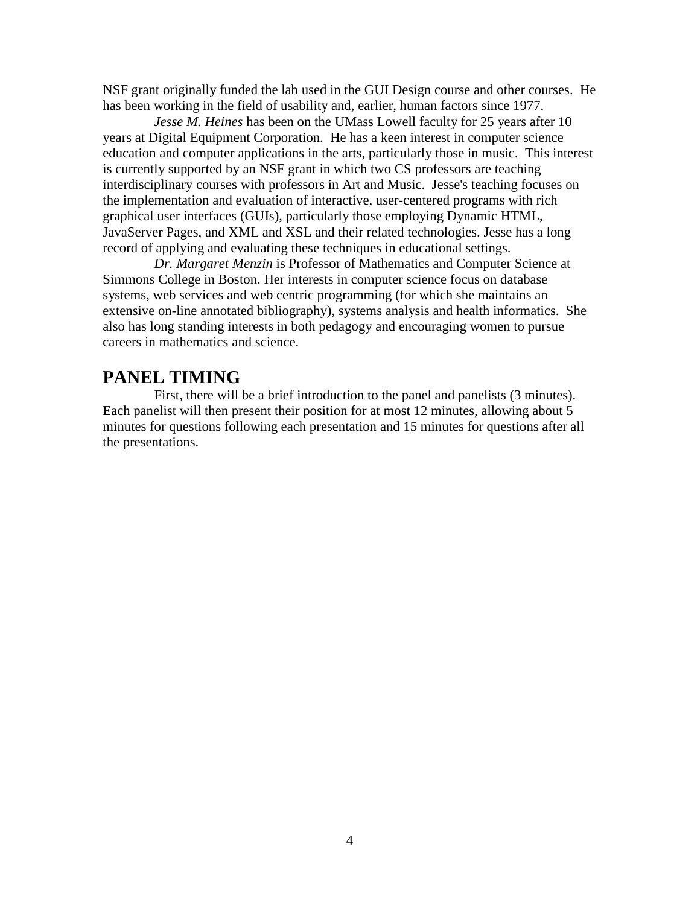NSF grant originally funded the lab used in the GUI Design course and other courses. He has been working in the field of usability and, earlier, human factors since 1977.

*Jesse M. Heines* has been on the UMass Lowell faculty for 25 years after 10 years at Digital Equipment Corporation. He has a keen interest in computer science education and computer applications in the arts, particularly those in music. This interest is currently supported by an NSF grant in which two CS professors are teaching interdisciplinary courses with professors in Art and Music. Jesse's teaching focuses on the implementation and evaluation of interactive, user-centered programs with rich graphical user interfaces (GUIs), particularly those employing Dynamic HTML, JavaServer Pages, and XML and XSL and their related technologies. Jesse has a long record of applying and evaluating these techniques in educational settings.

*Dr. Margaret Menzin* is Professor of Mathematics and Computer Science at Simmons College in Boston. Her interests in computer science focus on database systems, web services and web centric programming (for which she maintains an extensive on-line annotated bibliography), systems analysis and health informatics. She also has long standing interests in both pedagogy and encouraging women to pursue careers in mathematics and science.

## PANEL TIMING

First, there will be a brief introduction to the panel and panelists (3 minutes). Each panelist will then present their position for at most 12 minutes, allowing about 5 minutes for questions following each presentation and 15 minutes for questions after all the presentations.